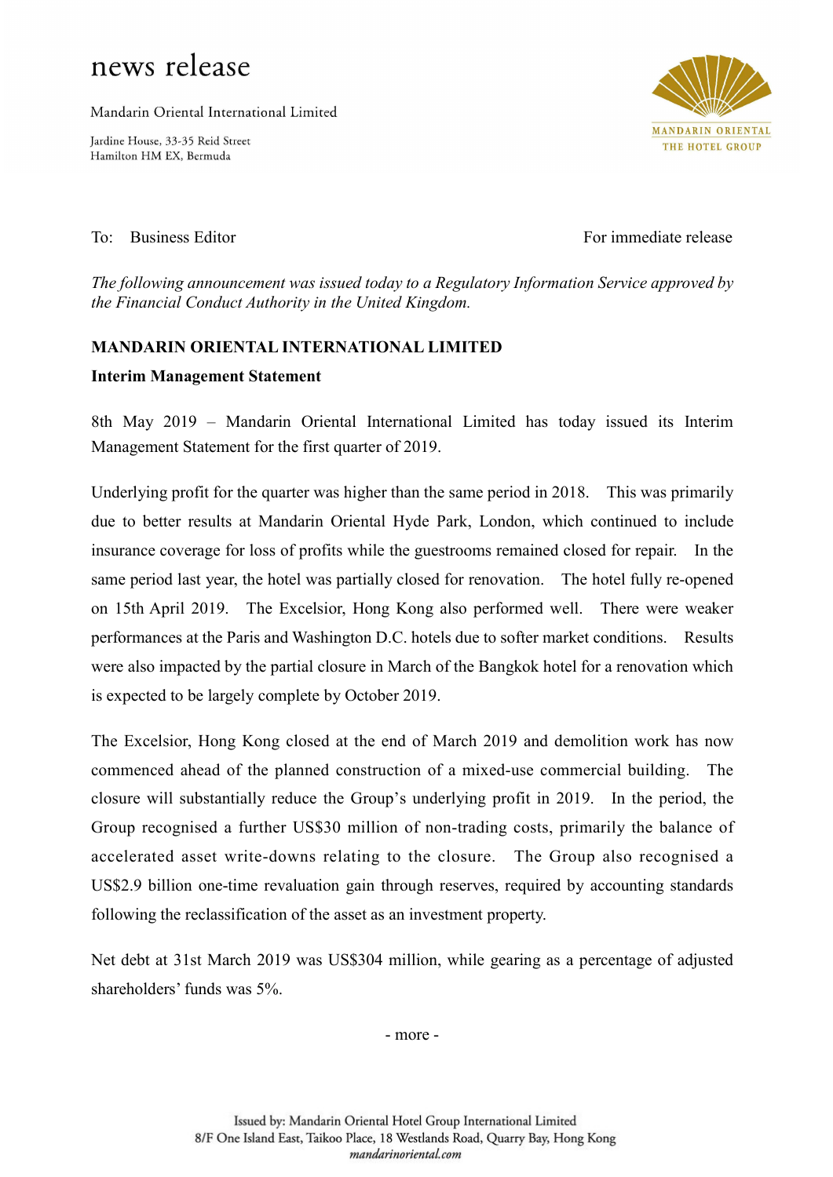# news release

Mandarin Oriental International Limited

Jardine House, 33-35 Reid Street
Hamilton HM EX, Bermuda

MANDARIN ORIENTAL
THE HOTEL GROUP

To: Business Editor

For immediate release

*The following announcement was issued today to a Regulatory Information Service approved by the Financial Conduct Authority in the United Kingdom.*

**MANDARIN ORIENTAL INTERNATIONAL LIMITED**

**Interim Management Statement**

8th May 2019 – Mandarin Oriental International Limited has today issued its Interim Management Statement for the first quarter of 2019.

Underlying profit for the quarter was higher than the same period in 2018. This was primarily due to better results at Mandarin Oriental Hyde Park, London, which continued to include insurance coverage for loss of profits while the guestrooms remained closed for repair. In the same period last year, the hotel was partially closed for renovation. The hotel fully re-opened on 15th April 2019. The Excelsior, Hong Kong also performed well. There were weaker performances at the Paris and Washington D.C. hotels due to softer market conditions. Results were also impacted by the partial closure in March of the Bangkok hotel for a renovation which is expected to be largely complete by October 2019.

The Excelsior, Hong Kong closed at the end of March 2019 and demolition work has now commenced ahead of the planned construction of a mixed-use commercial building. The closure will substantially reduce the Group's underlying profit in 2019. In the period, the Group recognised a further US$30 million of non-trading costs, primarily the balance of accelerated asset write-downs relating to the closure. The Group also recognised a US$2.9 billion one-time revaluation gain through reserves, required by accounting standards following the reclassification of the asset as an investment property.

Net debt at 31st March 2019 was US$304 million, while gearing as a percentage of adjusted shareholders' funds was 5%.

- more -

Issued by: Mandarin Oriental Hotel Group International Limited
8/F One Island East, Taikoo Place, 18 Westlands Road, Quarry Bay, Hong Kong
*mandarinoriental.com*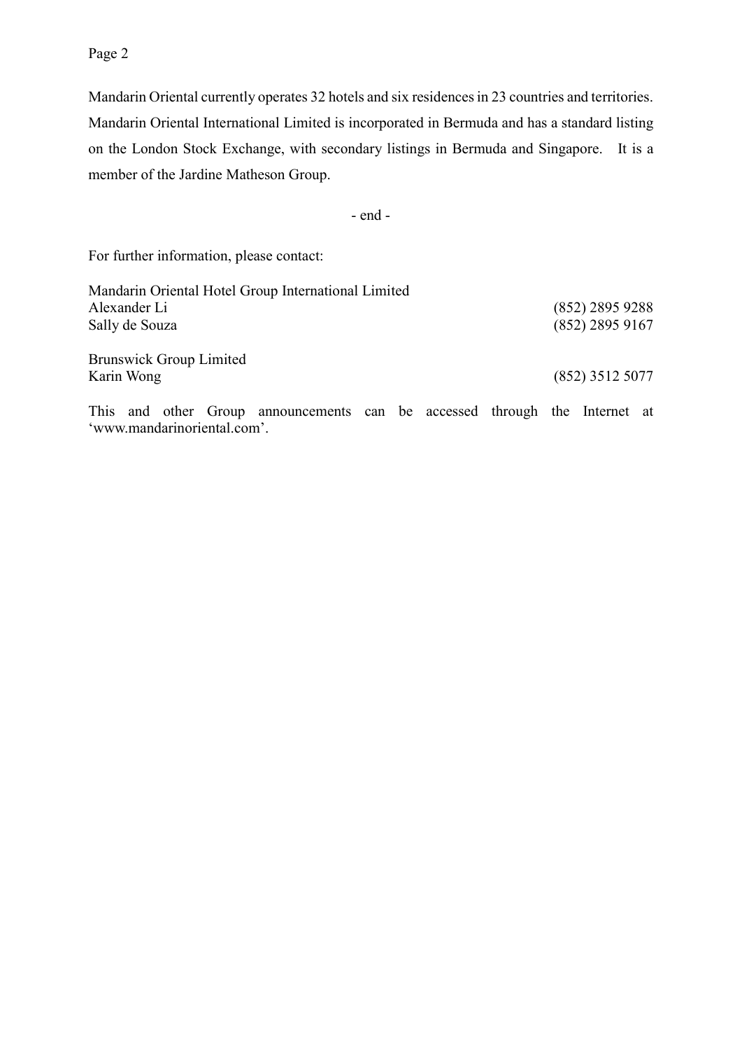Mandarin Oriental currently operates 32 hotels and six residences in 23 countries and territories. Mandarin Oriental International Limited is incorporated in Bermuda and has a standard listing on the London Stock Exchange, with secondary listings in Bermuda and Singapore. It is a member of the Jardine Matheson Group.

- end -

For further information, please contact:

| | |
|---|---|
| Mandarin Oriental Hotel Group International Limited | |
| Alexander Li | (852) 2895 9288 |
| Sally de Souza | (852) 2895 9167 |
| | |
| Brunswick Group Limited | |
| Karin Wong | (852) 3512 5077 |

This and other Group announcements can be accessed through the Internet at 'www.mandarinoriental.com'.